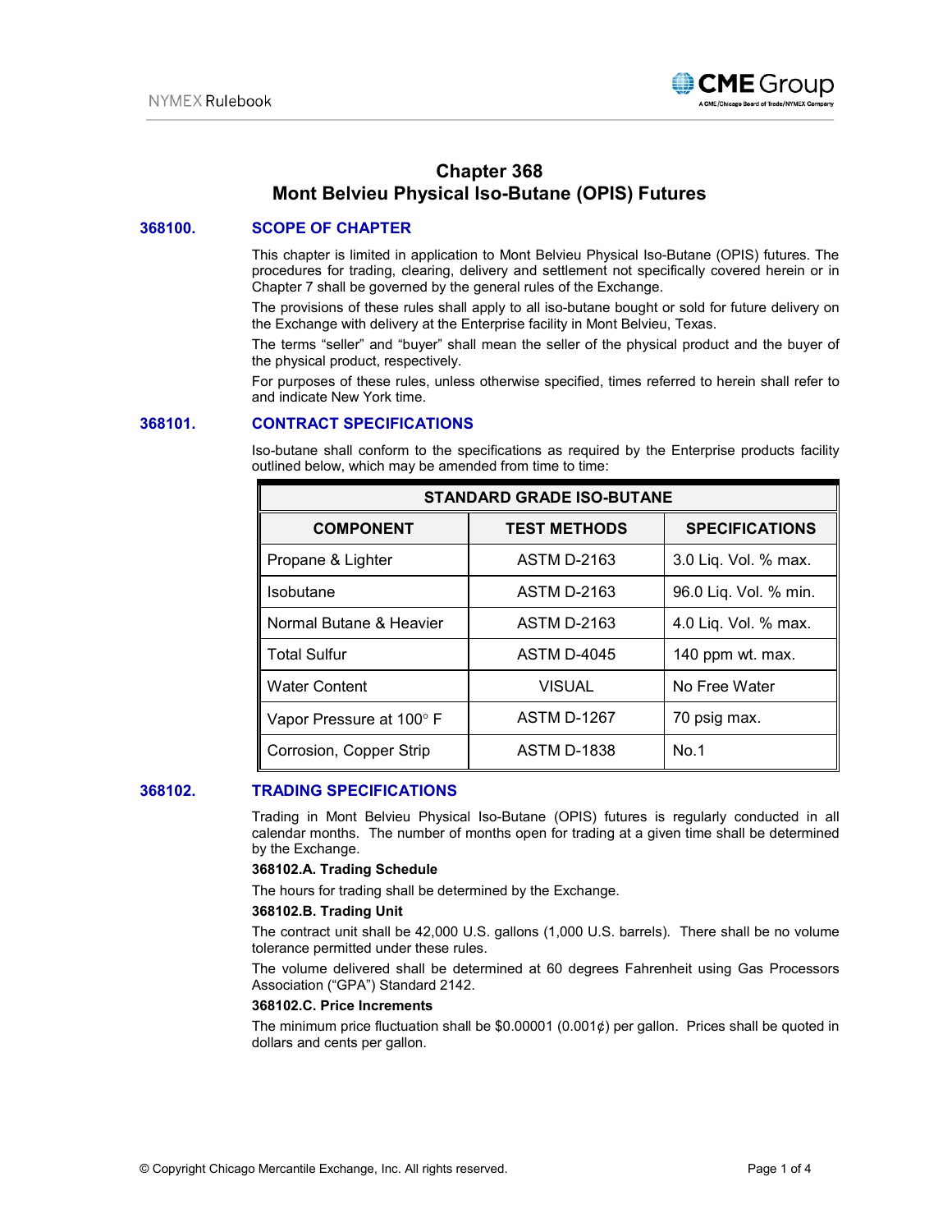# Chapter 368
# Mont Belvieu Physical Iso-Butane (OPIS) Futures

## 368100. SCOPE OF CHAPTER

This chapter is limited in application to Mont Belvieu Physical Iso-Butane (OPIS) futures. The procedures for trading, clearing, delivery and settlement not specifically covered herein or in Chapter 7 shall be governed by the general rules of the Exchange.

The provisions of these rules shall apply to all iso-butane bought or sold for future delivery on the Exchange with delivery at the Enterprise facility in Mont Belvieu, Texas.

The terms "seller" and "buyer" shall mean the seller of the physical product and the buyer of the physical product, respectively.

For purposes of these rules, unless otherwise specified, times referred to herein shall refer to and indicate New York time.

## 368101. CONTRACT SPECIFICATIONS

Iso-butane shall conform to the specifications as required by the Enterprise products facility outlined below, which may be amended from time to time:

| STANDARD GRADE ISO-BUTANE | | |
|---|---|---|
| **COMPONENT** | **TEST METHODS** | **SPECIFICATIONS** |
| Propane & Lighter | ASTM D-2163 | 3.0 Liq. Vol. % max. |
| Isobutane | ASTM D-2163 | 96.0 Liq. Vol. % min. |
| Normal Butane & Heavier | ASTM D-2163 | 4.0 Liq. Vol. % max. |
| Total Sulfur | ASTM D-4045 | 140 ppm wt. max. |
| Water Content | VISUAL | No Free Water |
| Vapor Pressure at 100° F | ASTM D-1267 | 70 psig max. |
| Corrosion, Copper Strip | ASTM D-1838 | No.1 |

## 368102. TRADING SPECIFICATIONS

Trading in Mont Belvieu Physical Iso-Butane (OPIS) futures is regularly conducted in all calendar months. The number of months open for trading at a given time shall be determined by the Exchange.

**368102.A. Trading Schedule**

The hours for trading shall be determined by the Exchange.

**368102.B. Trading Unit**

The contract unit shall be 42,000 U.S. gallons (1,000 U.S. barrels). There shall be no volume tolerance permitted under these rules.

The volume delivered shall be determined at 60 degrees Fahrenheit using Gas Processors Association ("GPA") Standard 2142.

**368102.C. Price Increments**

The minimum price fluctuation shall be $0.00001 (0.001¢) per gallon. Prices shall be quoted in dollars and cents per gallon.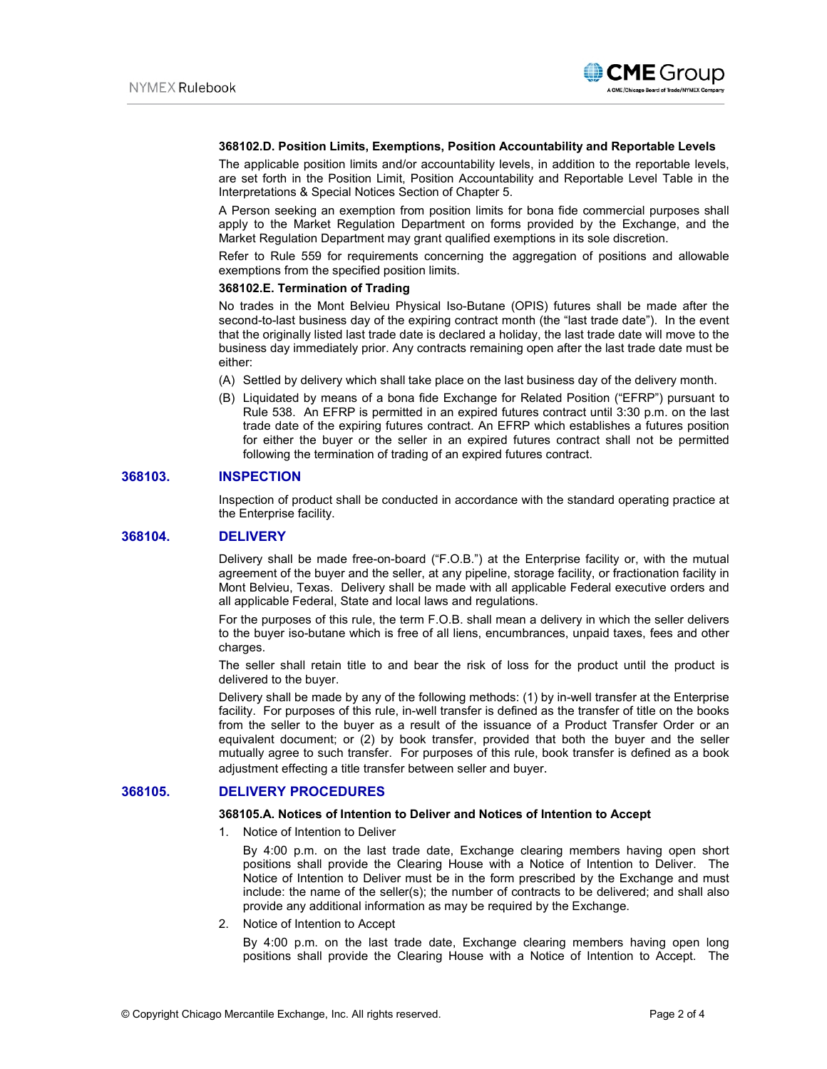#### 368102.D. Position Limits, Exemptions, Position Accountability and Reportable Levels

The applicable position limits and/or accountability levels, in addition to the reportable levels, are set forth in the Position Limit, Position Accountability and Reportable Level Table in the Interpretations & Special Notices Section of Chapter 5.

A Person seeking an exemption from position limits for bona fide commercial purposes shall apply to the Market Regulation Department on forms provided by the Exchange, and the Market Regulation Department may grant qualified exemptions in its sole discretion.

Refer to Rule 559 for requirements concerning the aggregation of positions and allowable exemptions from the specified position limits.

#### 368102.E. Termination of Trading

No trades in the Mont Belvieu Physical Iso-Butane (OPIS) futures shall be made after the second-to-last business day of the expiring contract month (the "last trade date"). In the event that the originally listed last trade date is declared a holiday, the last trade date will move to the business day immediately prior. Any contracts remaining open after the last trade date must be either:

(A) Settled by delivery which shall take place on the last business day of the delivery month.

(B) Liquidated by means of a bona fide Exchange for Related Position ("EFRP") pursuant to Rule 538. An EFRP is permitted in an expired futures contract until 3:30 p.m. on the last trade date of the expiring futures contract. An EFRP which establishes a futures position for either the buyer or the seller in an expired futures contract shall not be permitted following the termination of trading of an expired futures contract.

### 368103. INSPECTION

Inspection of product shall be conducted in accordance with the standard operating practice at the Enterprise facility.

### 368104. DELIVERY

Delivery shall be made free-on-board ("F.O.B.") at the Enterprise facility or, with the mutual agreement of the buyer and the seller, at any pipeline, storage facility, or fractionation facility in Mont Belvieu, Texas. Delivery shall be made with all applicable Federal executive orders and all applicable Federal, State and local laws and regulations.

For the purposes of this rule, the term F.O.B. shall mean a delivery in which the seller delivers to the buyer iso-butane which is free of all liens, encumbrances, unpaid taxes, fees and other charges.

The seller shall retain title to and bear the risk of loss for the product until the product is delivered to the buyer.

Delivery shall be made by any of the following methods: (1) by in-well transfer at the Enterprise facility. For purposes of this rule, in-well transfer is defined as the transfer of title on the books from the seller to the buyer as a result of the issuance of a Product Transfer Order or an equivalent document; or (2) by book transfer, provided that both the buyer and the seller mutually agree to such transfer. For purposes of this rule, book transfer is defined as a book adjustment effecting a title transfer between seller and buyer.

### 368105. DELIVERY PROCEDURES

#### 368105.A. Notices of Intention to Deliver and Notices of Intention to Accept

1. Notice of Intention to Deliver

   By 4:00 p.m. on the last trade date, Exchange clearing members having open short positions shall provide the Clearing House with a Notice of Intention to Deliver. The Notice of Intention to Deliver must be in the form prescribed by the Exchange and must include: the name of the seller(s); the number of contracts to be delivered; and shall also provide any additional information as may be required by the Exchange.

2. Notice of Intention to Accept

   By 4:00 p.m. on the last trade date, Exchange clearing members having open long positions shall provide the Clearing House with a Notice of Intention to Accept. The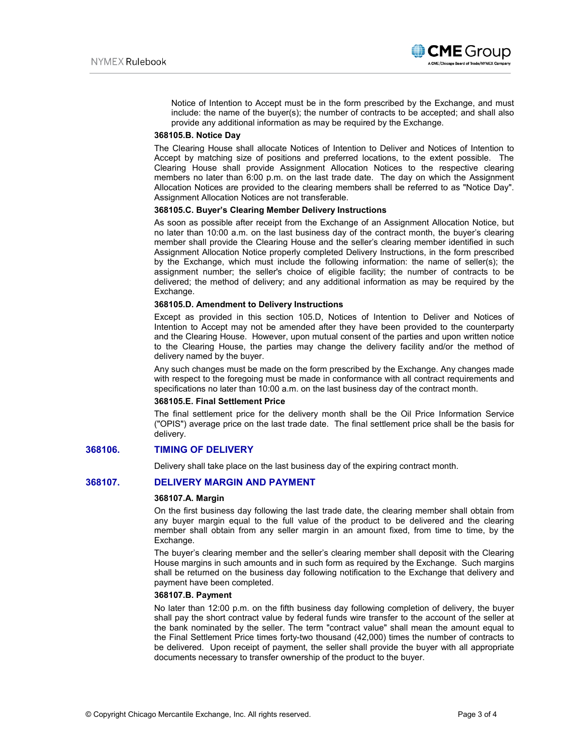Notice of Intention to Accept must be in the form prescribed by the Exchange, and must include: the name of the buyer(s); the number of contracts to be accepted; and shall also provide any additional information as may be required by the Exchange.

#### 368105.B. Notice Day

The Clearing House shall allocate Notices of Intention to Deliver and Notices of Intention to Accept by matching size of positions and preferred locations, to the extent possible. The Clearing House shall provide Assignment Allocation Notices to the respective clearing members no later than 6:00 p.m. on the last trade date. The day on which the Assignment Allocation Notices are provided to the clearing members shall be referred to as "Notice Day". Assignment Allocation Notices are not transferable.

#### 368105.C. Buyer's Clearing Member Delivery Instructions

As soon as possible after receipt from the Exchange of an Assignment Allocation Notice, but no later than 10:00 a.m. on the last business day of the contract month, the buyer's clearing member shall provide the Clearing House and the seller's clearing member identified in such Assignment Allocation Notice properly completed Delivery Instructions, in the form prescribed by the Exchange, which must include the following information: the name of seller(s); the assignment number; the seller's choice of eligible facility; the number of contracts to be delivered; the method of delivery; and any additional information as may be required by the Exchange.

#### 368105.D. Amendment to Delivery Instructions

Except as provided in this section 105.D, Notices of Intention to Deliver and Notices of Intention to Accept may not be amended after they have been provided to the counterparty and the Clearing House. However, upon mutual consent of the parties and upon written notice to the Clearing House, the parties may change the delivery facility and/or the method of delivery named by the buyer.

Any such changes must be made on the form prescribed by the Exchange. Any changes made with respect to the foregoing must be made in conformance with all contract requirements and specifications no later than 10:00 a.m. on the last business day of the contract month.

#### 368105.E. Final Settlement Price

The final settlement price for the delivery month shall be the Oil Price Information Service ("OPIS") average price on the last trade date. The final settlement price shall be the basis for delivery.

## 368106. TIMING OF DELIVERY

Delivery shall take place on the last business day of the expiring contract month.

## 368107. DELIVERY MARGIN AND PAYMENT

#### 368107.A. Margin

On the first business day following the last trade date, the clearing member shall obtain from any buyer margin equal to the full value of the product to be delivered and the clearing member shall obtain from any seller margin in an amount fixed, from time to time, by the Exchange.

The buyer's clearing member and the seller's clearing member shall deposit with the Clearing House margins in such amounts and in such form as required by the Exchange. Such margins shall be returned on the business day following notification to the Exchange that delivery and payment have been completed.

#### 368107.B. Payment

No later than 12:00 p.m. on the fifth business day following completion of delivery, the buyer shall pay the short contract value by federal funds wire transfer to the account of the seller at the bank nominated by the seller. The term "contract value" shall mean the amount equal to the Final Settlement Price times forty-two thousand (42,000) times the number of contracts to be delivered. Upon receipt of payment, the seller shall provide the buyer with all appropriate documents necessary to transfer ownership of the product to the buyer.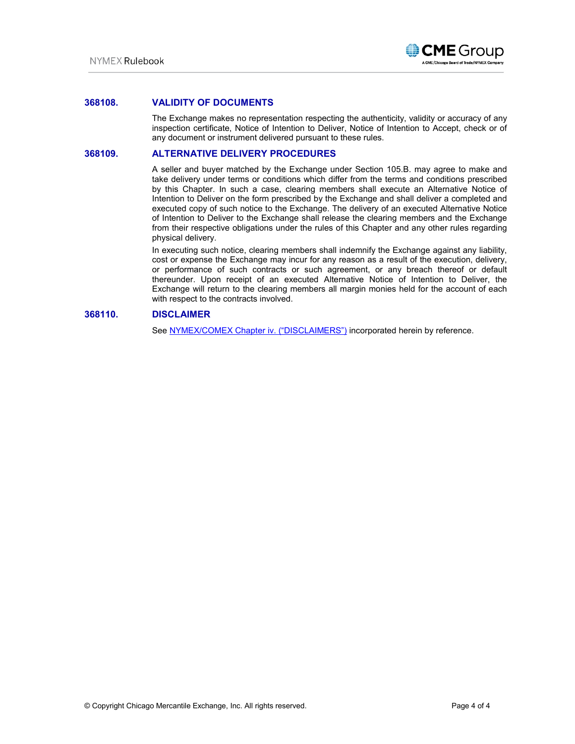### 368108. VALIDITY OF DOCUMENTS

The Exchange makes no representation respecting the authenticity, validity or accuracy of any inspection certificate, Notice of Intention to Deliver, Notice of Intention to Accept, check or of any document or instrument delivered pursuant to these rules.

### 368109. ALTERNATIVE DELIVERY PROCEDURES

A seller and buyer matched by the Exchange under Section 105.B. may agree to make and take delivery under terms or conditions which differ from the terms and conditions prescribed by this Chapter. In such a case, clearing members shall execute an Alternative Notice of Intention to Deliver on the form prescribed by the Exchange and shall deliver a completed and executed copy of such notice to the Exchange. The delivery of an executed Alternative Notice of Intention to Deliver to the Exchange shall release the clearing members and the Exchange from their respective obligations under the rules of this Chapter and any other rules regarding physical delivery.

In executing such notice, clearing members shall indemnify the Exchange against any liability, cost or expense the Exchange may incur for any reason as a result of the execution, delivery, or performance of such contracts or such agreement, or any breach thereof or default thereunder. Upon receipt of an executed Alternative Notice of Intention to Deliver, the Exchange will return to the clearing members all margin monies held for the account of each with respect to the contracts involved.

### 368110. DISCLAIMER

See NYMEX/COMEX Chapter iv. ("DISCLAIMERS") incorporated herein by reference.